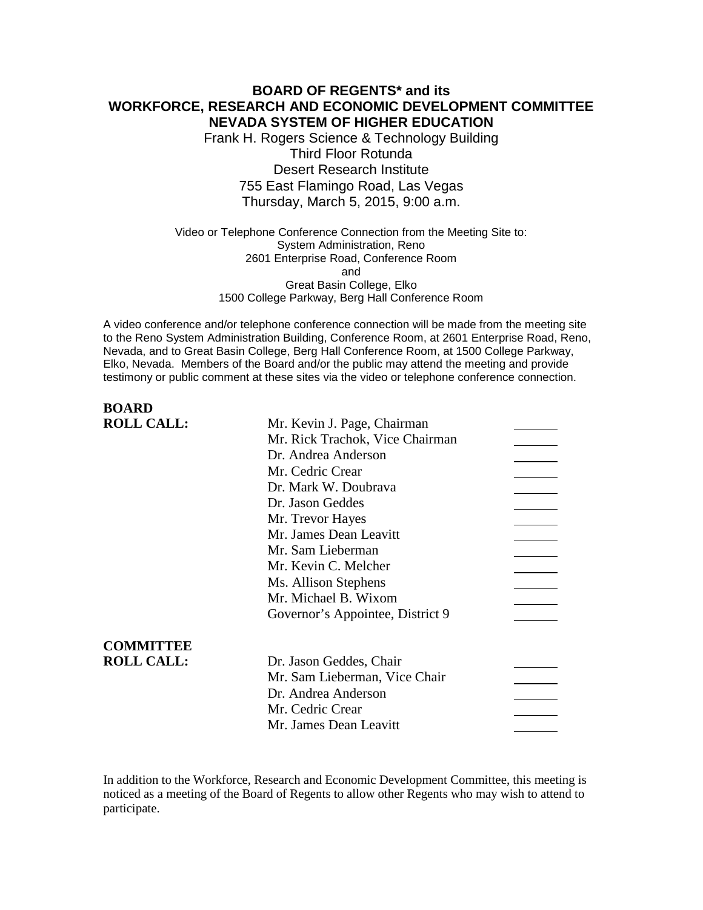# BOARD OF REGENTS* and its WORKFORCE, RESEARCH AND ECONOMIC DEVELOPMENT COMMITTEE NEVADA SYSTEM OF HIGHER EDUCATION

Frank H. Rogers Science & Technology Building
Third Floor Rotunda
Desert Research Institute
755 East Flamingo Road, Las Vegas
Thursday, March 5, 2015, 9:00 a.m.

Video or Telephone Conference Connection from the Meeting Site to:
System Administration, Reno
2601 Enterprise Road, Conference Room
and
Great Basin College, Elko
1500 College Parkway, Berg Hall Conference Room

A video conference and/or telephone conference connection will be made from the meeting site to the Reno System Administration Building, Conference Room, at 2601 Enterprise Road, Reno, Nevada, and to Great Basin College, Berg Hall Conference Room, at 1500 College Parkway, Elko, Nevada. Members of the Board and/or the public may attend the meeting and provide testimony or public comment at these sites via the video or telephone conference connection.

**BOARD ROLL CALL:**

| | |
|---|---|
| Mr. Kevin J. Page, Chairman | _______ |
| Mr. Rick Trachok, Vice Chairman | _______ |
| Dr. Andrea Anderson | _______ |
| Mr. Cedric Crear | _______ |
| Dr. Mark W. Doubrava | _______ |
| Dr. Jason Geddes | _______ |
| Mr. Trevor Hayes | _______ |
| Mr. James Dean Leavitt | _______ |
| Mr. Sam Lieberman | _______ |
| Mr. Kevin C. Melcher | _______ |
| Ms. Allison Stephens | _______ |
| Mr. Michael B. Wixom | _______ |
| Governor's Appointee, District 9 | _______ |

**COMMITTEE ROLL CALL:**

| | |
|---|---|
| Dr. Jason Geddes, Chair | _______ |
| Mr. Sam Lieberman, Vice Chair | _______ |
| Dr. Andrea Anderson | _______ |
| Mr. Cedric Crear | _______ |
| Mr. James Dean Leavitt | _______ |

In addition to the Workforce, Research and Economic Development Committee, this meeting is noticed as a meeting of the Board of Regents to allow other Regents who may wish to attend to participate.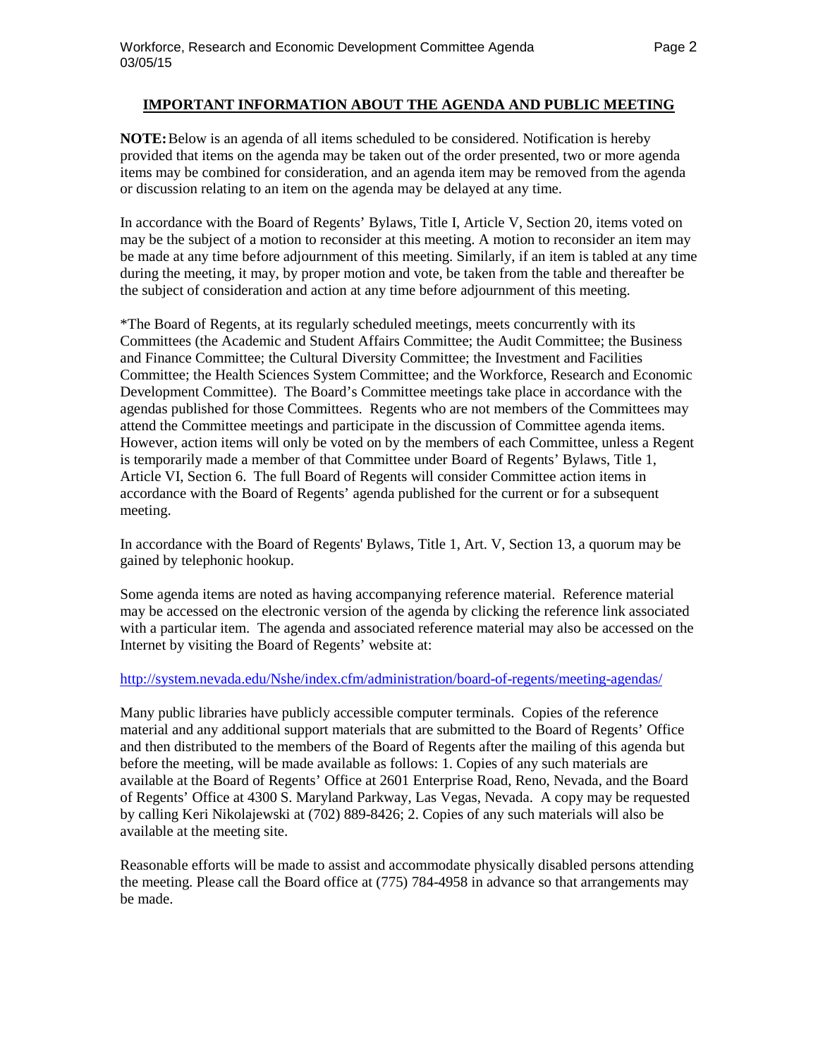## IMPORTANT INFORMATION ABOUT THE AGENDA AND PUBLIC MEETING

**NOTE:** Below is an agenda of all items scheduled to be considered. Notification is hereby provided that items on the agenda may be taken out of the order presented, two or more agenda items may be combined for consideration, and an agenda item may be removed from the agenda or discussion relating to an item on the agenda may be delayed at any time.

In accordance with the Board of Regents' Bylaws, Title I, Article V, Section 20, items voted on may be the subject of a motion to reconsider at this meeting. A motion to reconsider an item may be made at any time before adjournment of this meeting. Similarly, if an item is tabled at any time during the meeting, it may, by proper motion and vote, be taken from the table and thereafter be the subject of consideration and action at any time before adjournment of this meeting.

*The Board of Regents, at its regularly scheduled meetings, meets concurrently with its Committees (the Academic and Student Affairs Committee; the Audit Committee; the Business and Finance Committee; the Cultural Diversity Committee; the Investment and Facilities Committee; the Health Sciences System Committee; and the Workforce, Research and Economic Development Committee). The Board's Committee meetings take place in accordance with the agendas published for those Committees. Regents who are not members of the Committees may attend the Committee meetings and participate in the discussion of Committee agenda items. However, action items will only be voted on by the members of each Committee, unless a Regent is temporarily made a member of that Committee under Board of Regents' Bylaws, Title 1, Article VI, Section 6. The full Board of Regents will consider Committee action items in accordance with the Board of Regents' agenda published for the current or for a subsequent meeting.

In accordance with the Board of Regents' Bylaws, Title 1, Art. V, Section 13, a quorum may be gained by telephonic hookup.

Some agenda items are noted as having accompanying reference material. Reference material may be accessed on the electronic version of the agenda by clicking the reference link associated with a particular item. The agenda and associated reference material may also be accessed on the Internet by visiting the Board of Regents' website at:

http://system.nevada.edu/Nshe/index.cfm/administration/board-of-regents/meeting-agendas/

Many public libraries have publicly accessible computer terminals. Copies of the reference material and any additional support materials that are submitted to the Board of Regents' Office and then distributed to the members of the Board of Regents after the mailing of this agenda but before the meeting, will be made available as follows: 1. Copies of any such materials are available at the Board of Regents' Office at 2601 Enterprise Road, Reno, Nevada, and the Board of Regents' Office at 4300 S. Maryland Parkway, Las Vegas, Nevada. A copy may be requested by calling Keri Nikolajewski at (702) 889-8426; 2. Copies of any such materials will also be available at the meeting site.

Reasonable efforts will be made to assist and accommodate physically disabled persons attending the meeting. Please call the Board office at (775) 784-4958 in advance so that arrangements may be made.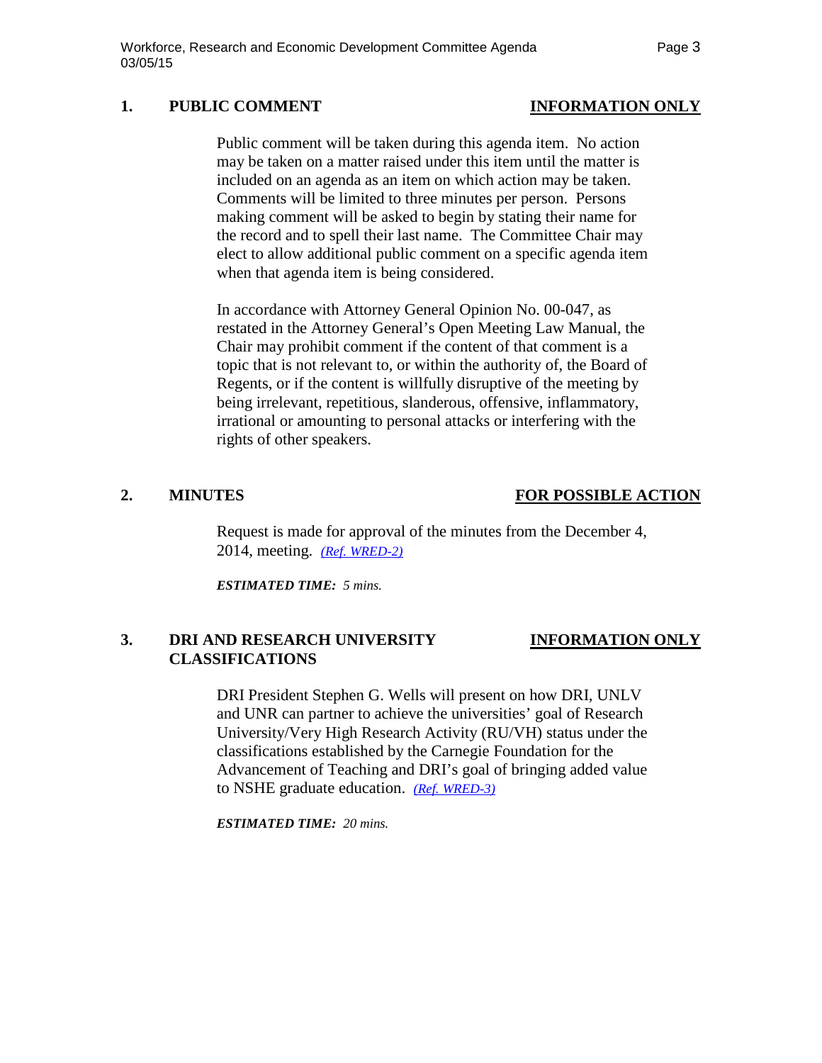## 1. PUBLIC COMMENT **INFORMATION ONLY**

Public comment will be taken during this agenda item. No action may be taken on a matter raised under this item until the matter is included on an agenda as an item on which action may be taken. Comments will be limited to three minutes per person. Persons making comment will be asked to begin by stating their name for the record and to spell their last name. The Committee Chair may elect to allow additional public comment on a specific agenda item when that agenda item is being considered.

In accordance with Attorney General Opinion No. 00-047, as restated in the Attorney General's Open Meeting Law Manual, the Chair may prohibit comment if the content of that comment is a topic that is not relevant to, or within the authority of, the Board of Regents, or if the content is willfully disruptive of the meeting by being irrelevant, repetitious, slanderous, offensive, inflammatory, irrational or amounting to personal attacks or interfering with the rights of other speakers.

## 2. MINUTES **FOR POSSIBLE ACTION**

Request is made for approval of the minutes from the December 4, 2014, meeting. *(Ref. WRED-2)*

***ESTIMATED TIME:*** *5 mins.*

## 3. DRI AND RESEARCH UNIVERSITY CLASSIFICATIONS **INFORMATION ONLY**

DRI President Stephen G. Wells will present on how DRI, UNLV and UNR can partner to achieve the universities' goal of Research University/Very High Research Activity (RU/VH) status under the classifications established by the Carnegie Foundation for the Advancement of Teaching and DRI's goal of bringing added value to NSHE graduate education. *(Ref. WRED-3)*

***ESTIMATED TIME:*** *20 mins.*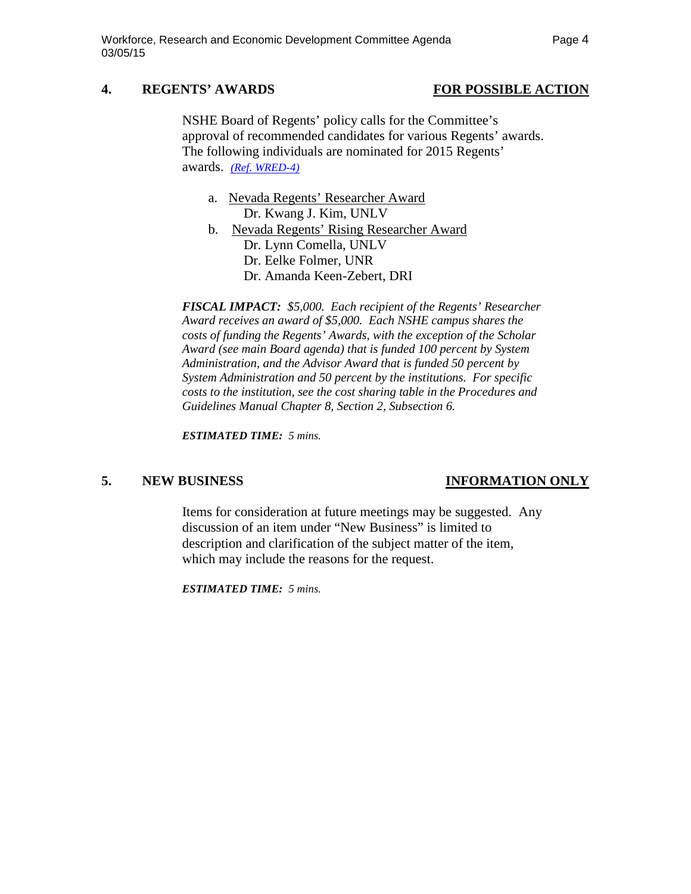## 4. REGENTS' AWARDS — FOR POSSIBLE ACTION

NSHE Board of Regents' policy calls for the Committee's approval of recommended candidates for various Regents' awards. The following individuals are nominated for 2015 Regents' awards. *(Ref. WRED-4)*

a. Nevada Regents' Researcher Award
   - Dr. Kwang J. Kim, UNLV

b. Nevada Regents' Rising Researcher Award
   - Dr. Lynn Comella, UNLV
   - Dr. Eelke Folmer, UNR
   - Dr. Amanda Keen-Zebert, DRI

***FISCAL IMPACT:*** *$5,000. Each recipient of the Regents' Researcher Award receives an award of $5,000. Each NSHE campus shares the costs of funding the Regents' Awards, with the exception of the Scholar Award (see main Board agenda) that is funded 100 percent by System Administration, and the Advisor Award that is funded 50 percent by System Administration and 50 percent by the institutions. For specific costs to the institution, see the cost sharing table in the Procedures and Guidelines Manual Chapter 8, Section 2, Subsection 6.*

***ESTIMATED TIME:*** *5 mins.*

## 5. NEW BUSINESS — INFORMATION ONLY

Items for consideration at future meetings may be suggested. Any discussion of an item under "New Business" is limited to description and clarification of the subject matter of the item, which may include the reasons for the request.

***ESTIMATED TIME:*** *5 mins.*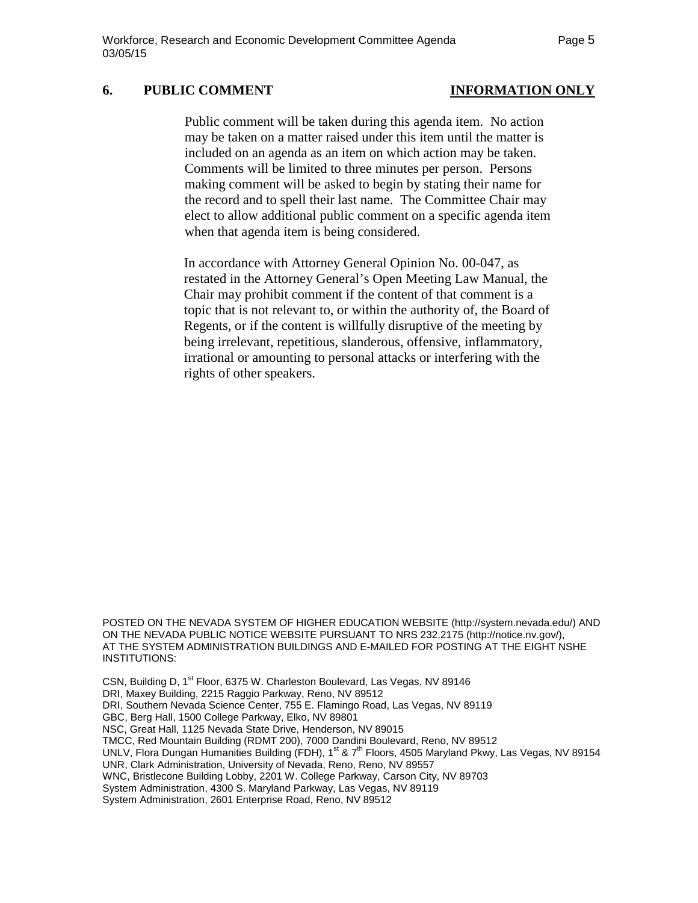## 6. PUBLIC COMMENT — INFORMATION ONLY

Public comment will be taken during this agenda item. No action may be taken on a matter raised under this item until the matter is included on an agenda as an item on which action may be taken. Comments will be limited to three minutes per person. Persons making comment will be asked to begin by stating their name for the record and to spell their last name. The Committee Chair may elect to allow additional public comment on a specific agenda item when that agenda item is being considered.

In accordance with Attorney General Opinion No. 00-047, as restated in the Attorney General's Open Meeting Law Manual, the Chair may prohibit comment if the content of that comment is a topic that is not relevant to, or within the authority of, the Board of Regents, or if the content is willfully disruptive of the meeting by being irrelevant, repetitious, slanderous, offensive, inflammatory, irrational or amounting to personal attacks or interfering with the rights of other speakers.

POSTED ON THE NEVADA SYSTEM OF HIGHER EDUCATION WEBSITE (http://system.nevada.edu/) AND ON THE NEVADA PUBLIC NOTICE WEBSITE PURSUANT TO NRS 232.2175 (http://notice.nv.gov/), AT THE SYSTEM ADMINISTRATION BUILDINGS AND E-MAILED FOR POSTING AT THE EIGHT NSHE INSTITUTIONS:

CSN, Building D, 1st Floor, 6375 W. Charleston Boulevard, Las Vegas, NV 89146
DRI, Maxey Building, 2215 Raggio Parkway, Reno, NV 89512
DRI, Southern Nevada Science Center, 755 E. Flamingo Road, Las Vegas, NV 89119
GBC, Berg Hall, 1500 College Parkway, Elko, NV 89801
NSC, Great Hall, 1125 Nevada State Drive, Henderson, NV 89015
TMCC, Red Mountain Building (RDMT 200), 7000 Dandini Boulevard, Reno, NV 89512
UNLV, Flora Dungan Humanities Building (FDH), 1st & 7th Floors, 4505 Maryland Pkwy, Las Vegas, NV 89154
UNR, Clark Administration, University of Nevada, Reno, Reno, NV 89557
WNC, Bristlecone Building Lobby, 2201 W. College Parkway, Carson City, NV 89703
System Administration, 4300 S. Maryland Parkway, Las Vegas, NV 89119
System Administration, 2601 Enterprise Road, Reno, NV 89512